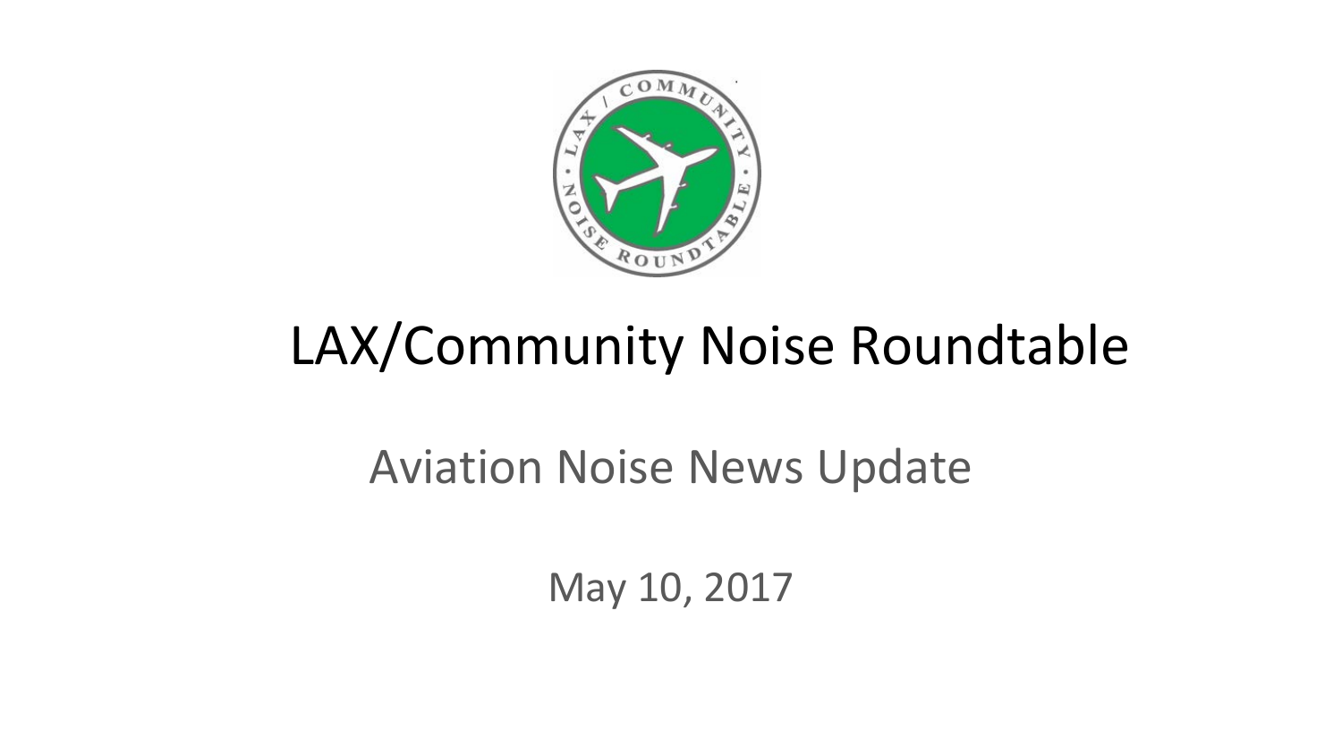# LAX/Community Noise Roundtable

## Aviation Noise News Update

May 10, 2017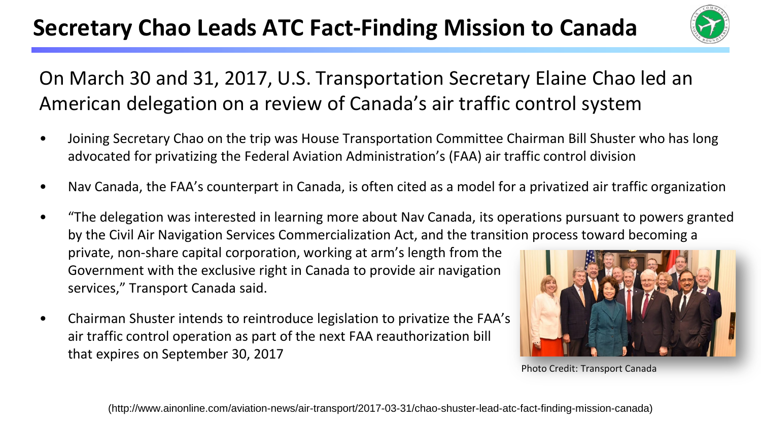# Secretary Chao Leads ATC Fact-Finding Mission to Canada

On March 30 and 31, 2017, U.S. Transportation Secretary Elaine Chao led an American delegation on a review of Canada's air traffic control system

- Joining Secretary Chao on the trip was House Transportation Committee Chairman Bill Shuster who has long advocated for privatizing the Federal Aviation Administration's (FAA) air traffic control division
- Nav Canada, the FAA's counterpart in Canada, is often cited as a model for a privatized air traffic organization
- "The delegation was interested in learning more about Nav Canada, its operations pursuant to powers granted by the Civil Air Navigation Services Commercialization Act, and the transition process toward becoming a private, non-share capital corporation, working at arm's length from the Government with the exclusive right in Canada to provide air navigation services," Transport Canada said.
- Chairman Shuster intends to reintroduce legislation to privatize the FAA's air traffic control operation as part of the next FAA reauthorization bill that expires on September 30, 2017

Photo Credit: Transport Canada

(http://www.ainonline.com/aviation-news/air-transport/2017-03-31/chao-shuster-lead-atc-fact-finding-mission-canada)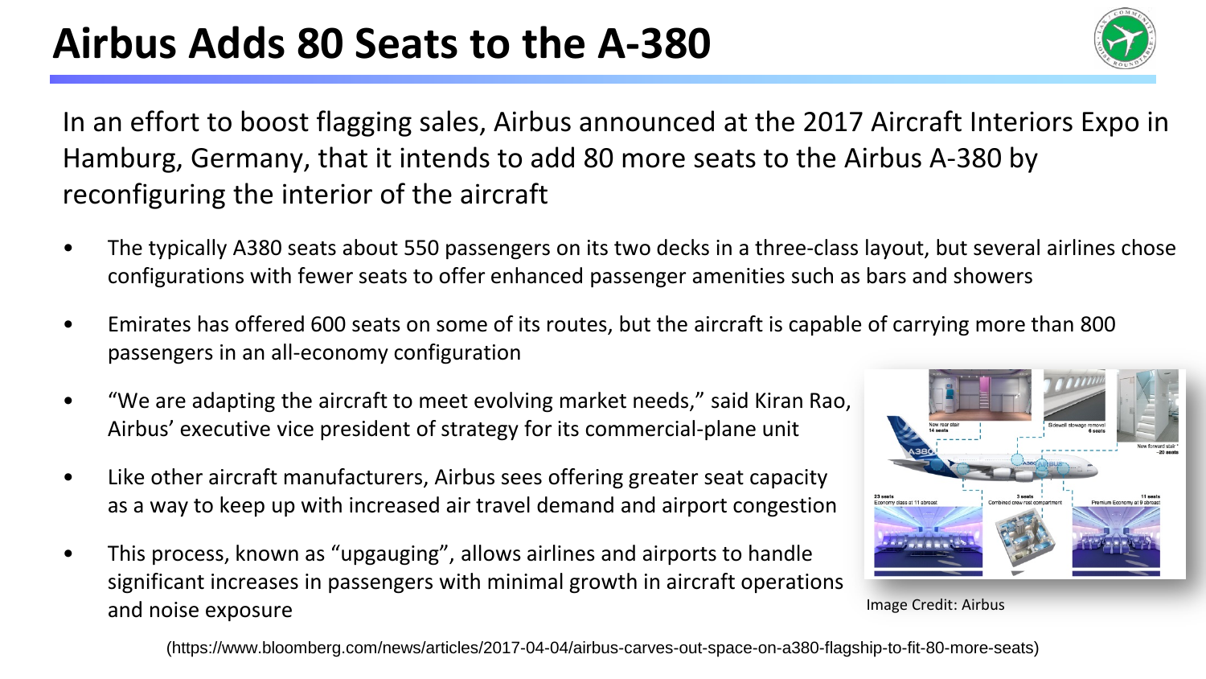# Airbus Adds 80 Seats to the A-380

In an effort to boost flagging sales, Airbus announced at the 2017 Aircraft Interiors Expo in Hamburg, Germany, that it intends to add 80 more seats to the Airbus A-380 by reconfiguring the interior of the aircraft

- The typically A380 seats about 550 passengers on its two decks in a three-class layout, but several airlines chose configurations with fewer seats to offer enhanced passenger amenities such as bars and showers
- Emirates has offered 600 seats on some of its routes, but the aircraft is capable of carrying more than 800 passengers in an all-economy configuration
- "We are adapting the aircraft to meet evolving market needs," said Kiran Rao, Airbus' executive vice president of strategy for its commercial-plane unit
- Like other aircraft manufacturers, Airbus sees offering greater seat capacity as a way to keep up with increased air travel demand and airport congestion
- This process, known as "upgauging", allows airlines and airports to handle significant increases in passengers with minimal growth in aircraft operations and noise exposure

Image Credit: Airbus

(https://www.bloomberg.com/news/articles/2017-04-04/airbus-carves-out-space-on-a380-flagship-to-fit-80-more-seats)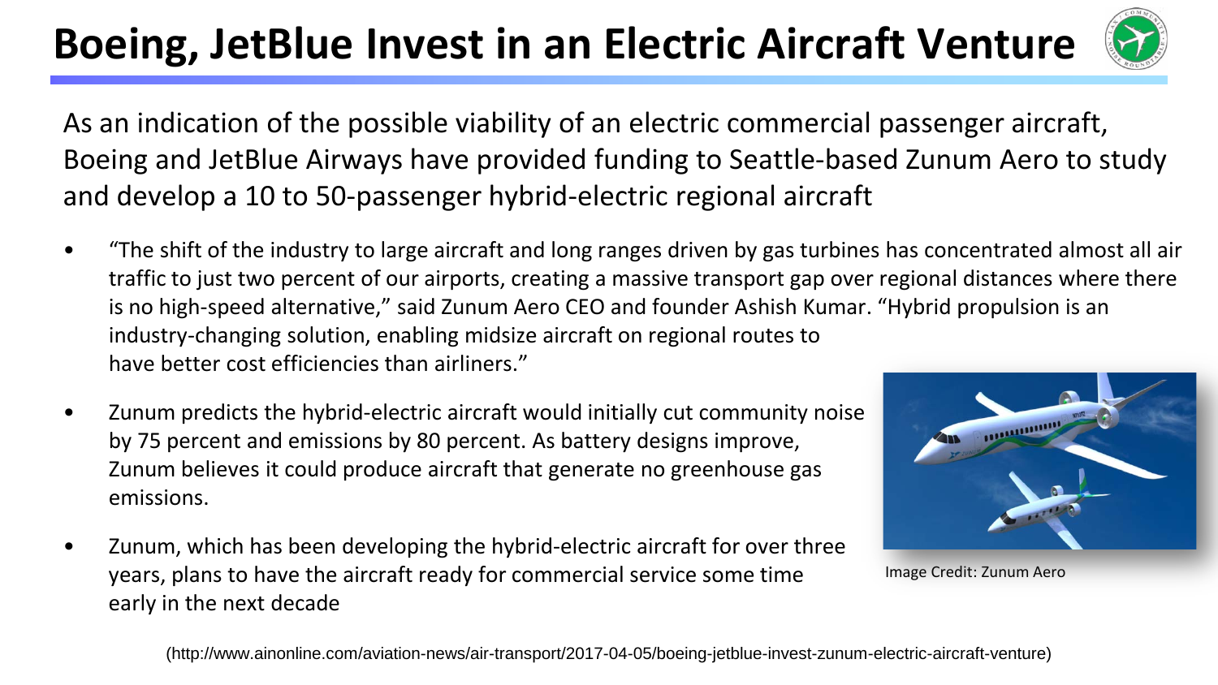# Boeing, JetBlue Invest in an Electric Aircraft Venture

As an indication of the possible viability of an electric commercial passenger aircraft, Boeing and JetBlue Airways have provided funding to Seattle-based Zunum Aero to study and develop a 10 to 50-passenger hybrid-electric regional aircraft

- "The shift of the industry to large aircraft and long ranges driven by gas turbines has concentrated almost all air traffic to just two percent of our airports, creating a massive transport gap over regional distances where there is no high-speed alternative," said Zunum Aero CEO and founder Ashish Kumar. "Hybrid propulsion is an industry-changing solution, enabling midsize aircraft on regional routes to have better cost efficiencies than airliners."
- Zunum predicts the hybrid-electric aircraft would initially cut community noise by 75 percent and emissions by 80 percent. As battery designs improve, Zunum believes it could produce aircraft that generate no greenhouse gas emissions.
- Zunum, which has been developing the hybrid-electric aircraft for over three years, plans to have the aircraft ready for commercial service some time early in the next decade

Image Credit: Zunum Aero

(http://www.ainonline.com/aviation-news/air-transport/2017-04-05/boeing-jetblue-invest-zunum-electric-aircraft-venture)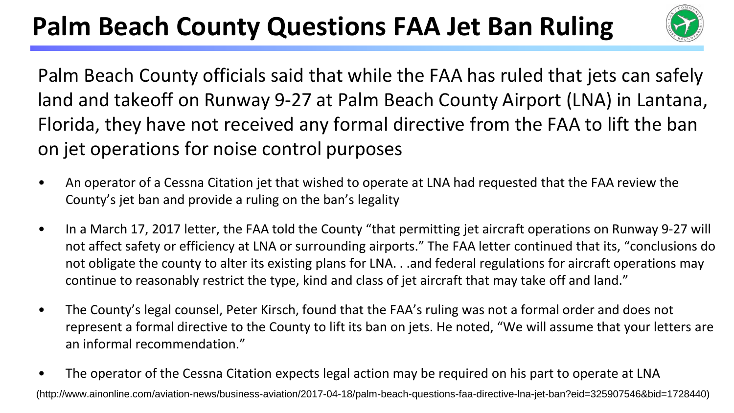# Palm Beach County Questions FAA Jet Ban Ruling

Palm Beach County officials said that while the FAA has ruled that jets can safely land and takeoff on Runway 9-27 at Palm Beach County Airport (LNA) in Lantana, Florida, they have not received any formal directive from the FAA to lift the ban on jet operations for noise control purposes

- An operator of a Cessna Citation jet that wished to operate at LNA had requested that the FAA review the County's jet ban and provide a ruling on the ban's legality
- In a March 17, 2017 letter, the FAA told the County "that permitting jet aircraft operations on Runway 9-27 will not affect safety or efficiency at LNA or surrounding airports." The FAA letter continued that its, "conclusions do not obligate the county to alter its existing plans for LNA. . .and federal regulations for aircraft operations may continue to reasonably restrict the type, kind and class of jet aircraft that may take off and land."
- The County's legal counsel, Peter Kirsch, found that the FAA's ruling was not a formal order and does not represent a formal directive to the County to lift its ban on jets. He noted, "We will assume that your letters are an informal recommendation."
- The operator of the Cessna Citation expects legal action may be required on his part to operate at LNA

(http://www.ainonline.com/aviation-news/business-aviation/2017-04-18/palm-beach-questions-faa-directive-lna-jet-ban?eid=325907546&bid=1728440)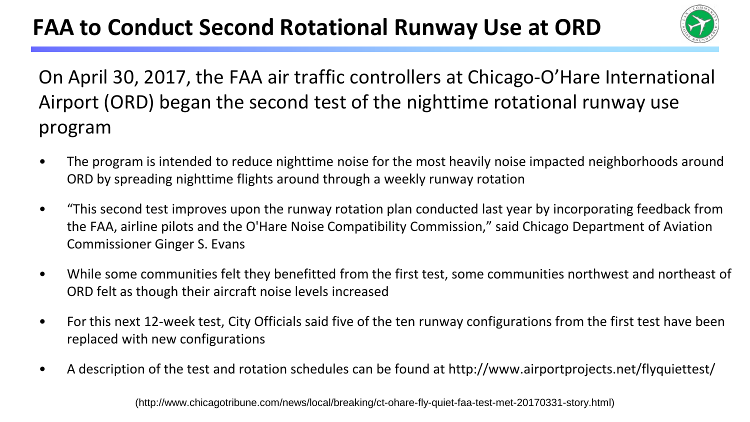# FAA to Conduct Second Rotational Runway Use at ORD

On April 30, 2017, the FAA air traffic controllers at Chicago-O'Hare International Airport (ORD) began the second test of the nighttime rotational runway use program

- The program is intended to reduce nighttime noise for the most heavily noise impacted neighborhoods around ORD by spreading nighttime flights around through a weekly runway rotation
- "This second test improves upon the runway rotation plan conducted last year by incorporating feedback from the FAA, airline pilots and the O'Hare Noise Compatibility Commission," said Chicago Department of Aviation Commissioner Ginger S. Evans
- While some communities felt they benefitted from the first test, some communities northwest and northeast of ORD felt as though their aircraft noise levels increased
- For this next 12-week test, City Officials said five of the ten runway configurations from the first test have been replaced with new configurations
- A description of the test and rotation schedules can be found at http://www.airportprojects.net/flyquiettest/

(http://www.chicagotribune.com/news/local/breaking/ct-ohare-fly-quiet-faa-test-met-20170331-story.html)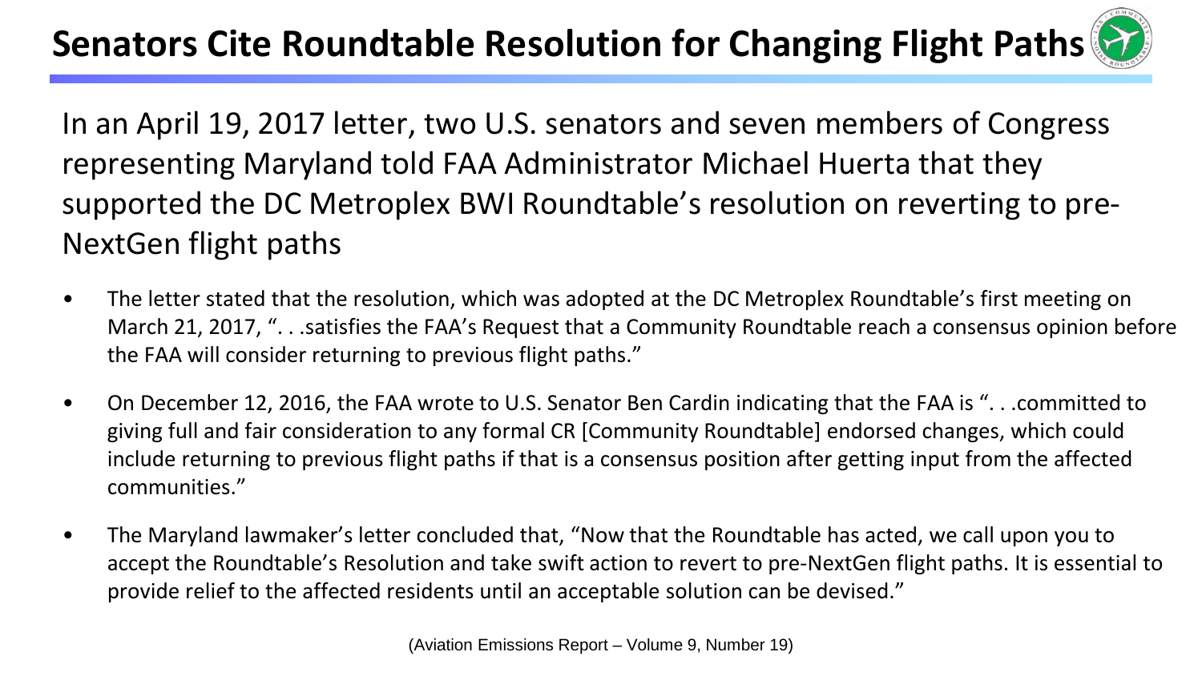# Senators Cite Roundtable Resolution for Changing Flight Paths

In an April 19, 2017 letter, two U.S. senators and seven members of Congress representing Maryland told FAA Administrator Michael Huerta that they supported the DC Metroplex BWI Roundtable's resolution on reverting to pre-NextGen flight paths

- The letter stated that the resolution, which was adopted at the DC Metroplex Roundtable's first meeting on March 21, 2017, ". . .satisfies the FAA's Request that a Community Roundtable reach a consensus opinion before the FAA will consider returning to previous flight paths."
- On December 12, 2016, the FAA wrote to U.S. Senator Ben Cardin indicating that the FAA is ". . .committed to giving full and fair consideration to any formal CR [Community Roundtable] endorsed changes, which could include returning to previous flight paths if that is a consensus position after getting input from the affected communities."
- The Maryland lawmaker's letter concluded that, "Now that the Roundtable has acted, we call upon you to accept the Roundtable's Resolution and take swift action to revert to pre-NextGen flight paths. It is essential to provide relief to the affected residents until an acceptable solution can be devised."

(Aviation Emissions Report – Volume 9, Number 19)